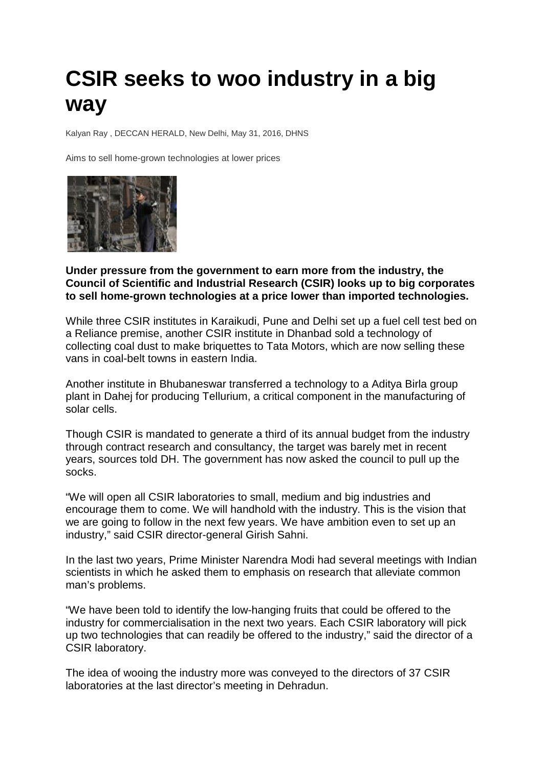# CSIR seeks to woo industry in a big way

Kalyan Ray , DECCAN HERALD, New Delhi, May 31, 2016, DHNS

Aims to sell home-grown technologies at lower prices

**Under pressure from the government to earn more from the industry, the Council of Scientific and Industrial Research (CSIR) looks up to big corporates to sell home-grown technologies at a price lower than imported technologies.**

While three CSIR institutes in Karaikudi, Pune and Delhi set up a fuel cell test bed on a Reliance premise, another CSIR institute in Dhanbad sold a technology of collecting coal dust to make briquettes to Tata Motors, which are now selling these vans in coal-belt towns in eastern India.

Another institute in Bhubaneswar transferred a technology to a Aditya Birla group plant in Dahej for producing Tellurium, a critical component in the manufacturing of solar cells.

Though CSIR is mandated to generate a third of its annual budget from the industry through contract research and consultancy, the target was barely met in recent years, sources told DH. The government has now asked the council to pull up the socks.

"We will open all CSIR laboratories to small, medium and big industries and encourage them to come. We will handhold with the industry. This is the vision that we are going to follow in the next few years. We have ambition even to set up an industry," said CSIR director-general Girish Sahni.

In the last two years, Prime Minister Narendra Modi had several meetings with Indian scientists in which he asked them to emphasis on research that alleviate common man's problems.

"We have been told to identify the low-hanging fruits that could be offered to the industry for commercialisation in the next two years. Each CSIR laboratory will pick up two technologies that can readily be offered to the industry," said the director of a CSIR laboratory.

The idea of wooing the industry more was conveyed to the directors of 37 CSIR laboratories at the last director's meeting in Dehradun.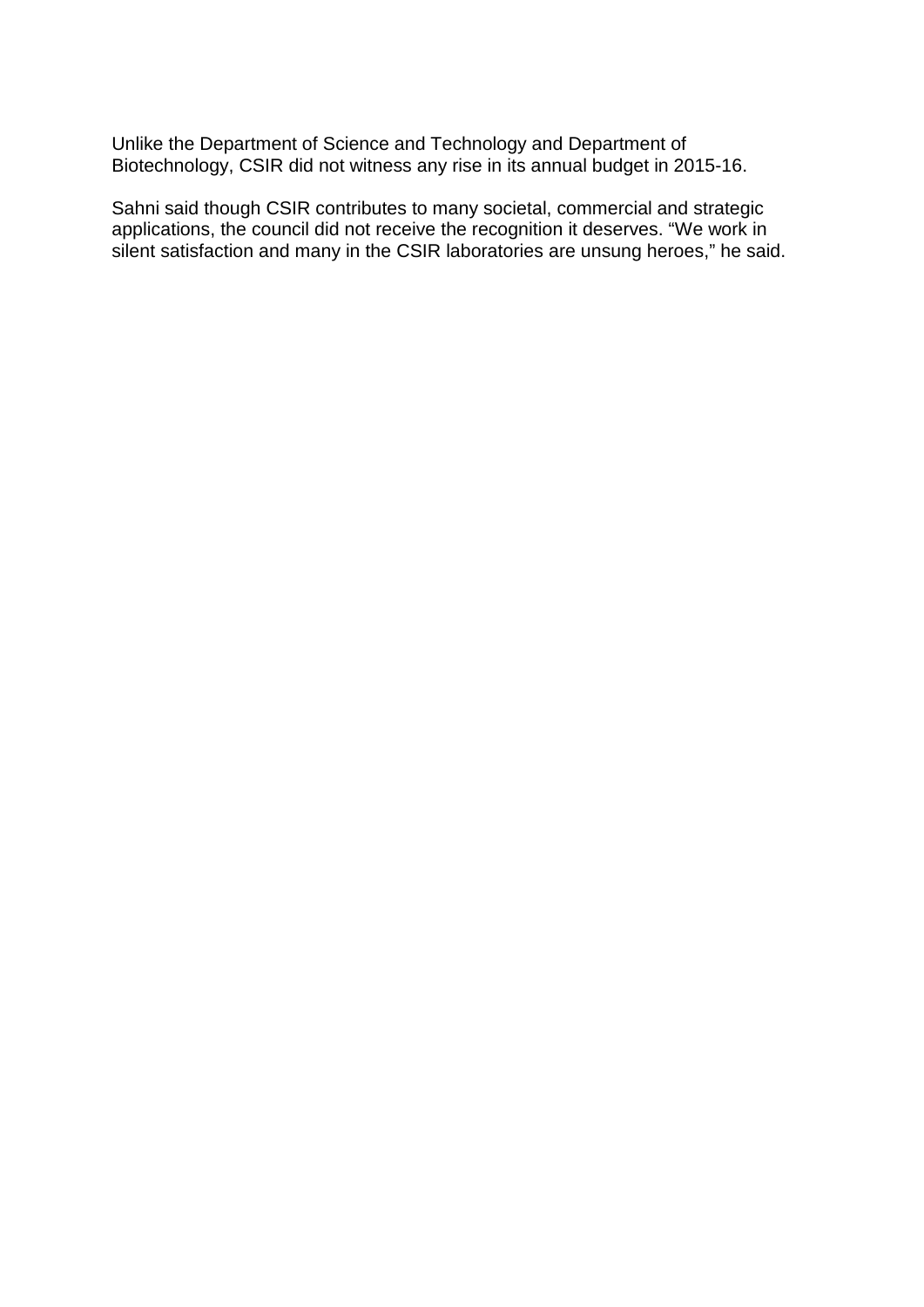Unlike the Department of Science and Technology and Department of Biotechnology, CSIR did not witness any rise in its annual budget in 2015-16.

Sahni said though CSIR contributes to many societal, commercial and strategic applications, the council did not receive the recognition it deserves. “We work in silent satisfaction and many in the CSIR laboratories are unsung heroes,” he said.